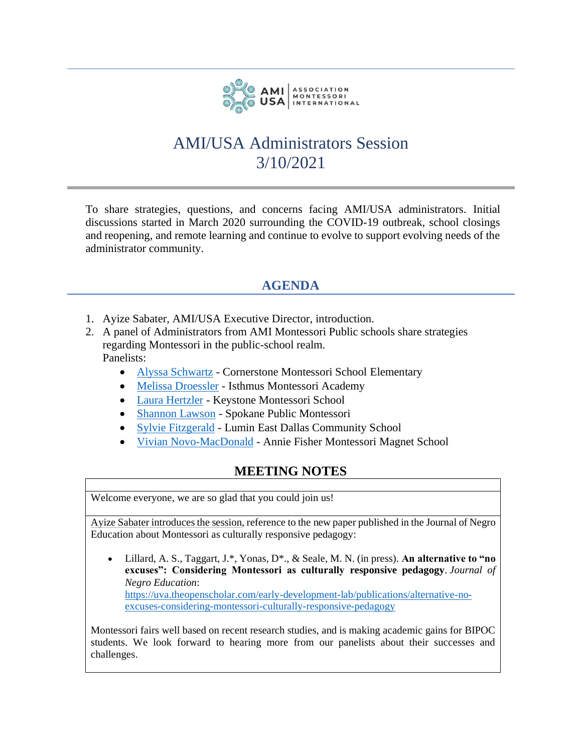AMI USA | ASSOCIATION MONTESSORI INTERNATIONAL

# AMI/USA Administrators Session
# 3/10/2021

To share strategies, questions, and concerns facing AMI/USA administrators. Initial discussions started in March 2020 surrounding the COVID-19 outbreak, school closings and reopening, and remote learning and continue to evolve to support evolving needs of the administrator community.

## AGENDA

1. Ayize Sabater, AMI/USA Executive Director, introduction.
2. A panel of Administrators from AMI Montessori Public schools share strategies regarding Montessori in the public-school realm.
   Panelists:
   - Alyssa Schwartz - Cornerstone Montessori School Elementary
   - Melissa Droessler - Isthmus Montessori Academy
   - Laura Hertzler - Keystone Montessori School
   - Shannon Lawson - Spokane Public Montessori
   - Sylvie Fitzgerald - Lumin East Dallas Community School
   - Vivian Novo-MacDonald - Annie Fisher Montessori Magnet School

## MEETING NOTES

Welcome everyone, we are so glad that you could join us!

Ayize Sabater introduces the session, reference to the new paper published in the Journal of Negro Education about Montessori as culturally responsive pedagogy:

- Lillard, A. S., Taggart, J.*, Yonas, D*., & Seale, M. N. (in press). **An alternative to "no excuses": Considering Montessori as culturally responsive pedagogy**. *Journal of Negro Education*: https://uva.theopenscholar.com/early-development-lab/publications/alternative-no-excuses-considering-montessori-culturally-responsive-pedagogy

Montessori fairs well based on recent research studies, and is making academic gains for BIPOC students. We look forward to hearing more from our panelists about their successes and challenges.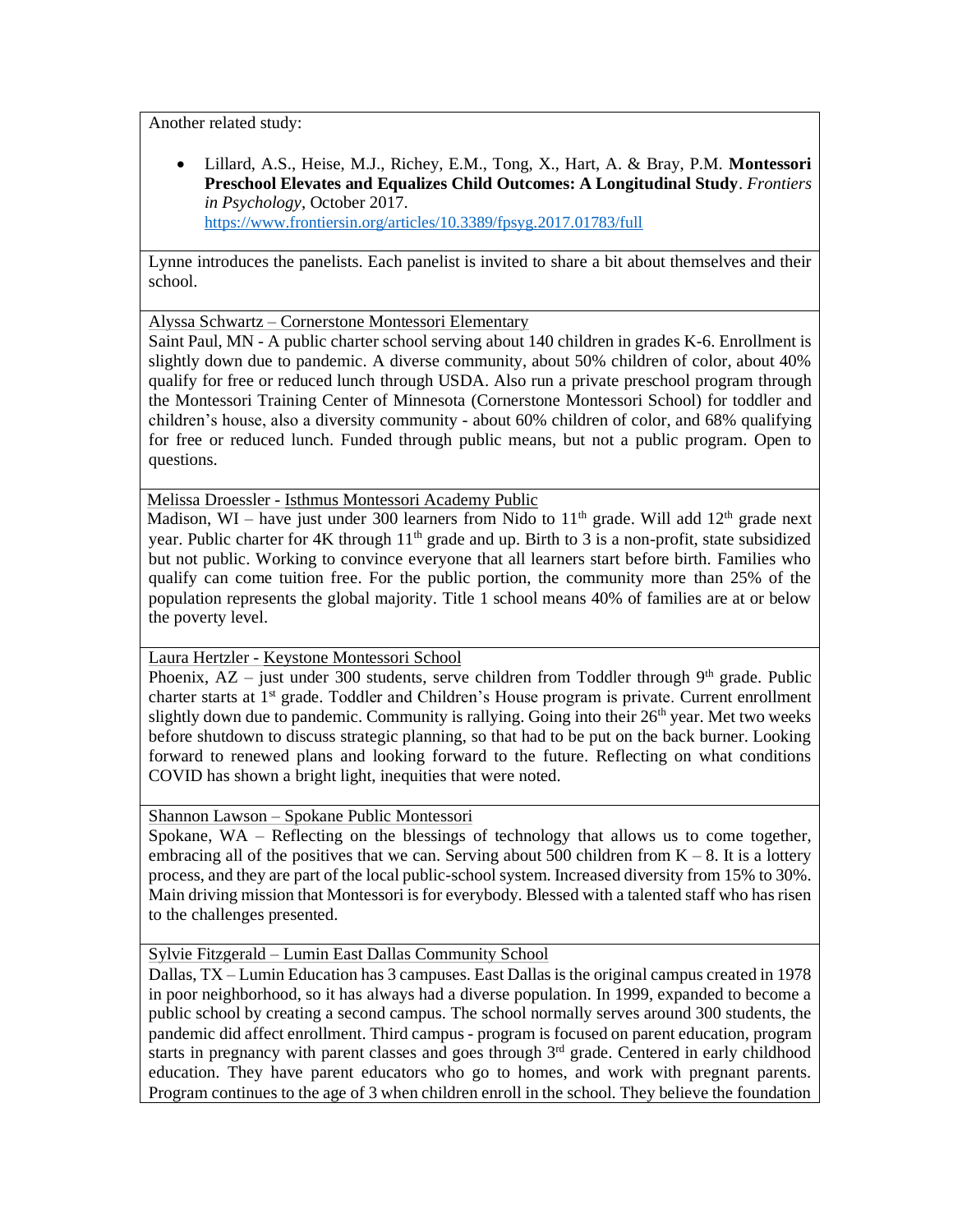Another related study:

- Lillard, A.S., Heise, M.J., Richey, E.M., Tong, X., Hart, A. & Bray, P.M. **Montessori Preschool Elevates and Equalizes Child Outcomes: A Longitudinal Study**. *Frontiers in Psychology*, October 2017. https://www.frontiersin.org/articles/10.3389/fpsyg.2017.01783/full

Lynne introduces the panelists. Each panelist is invited to share a bit about themselves and their school.

Alyssa Schwartz – Cornerstone Montessori Elementary

Saint Paul, MN - A public charter school serving about 140 children in grades K-6. Enrollment is slightly down due to pandemic. A diverse community, about 50% children of color, about 40% qualify for free or reduced lunch through USDA. Also run a private preschool program through the Montessori Training Center of Minnesota (Cornerstone Montessori School) for toddler and children's house, also a diversity community - about 60% children of color, and 68% qualifying for free or reduced lunch. Funded through public means, but not a public program. Open to questions.

Melissa Droessler - Isthmus Montessori Academy Public

Madison, WI – have just under 300 learners from Nido to 11th grade. Will add 12th grade next year. Public charter for 4K through 11th grade and up. Birth to 3 is a non-profit, state subsidized but not public. Working to convince everyone that all learners start before birth. Families who qualify can come tuition free. For the public portion, the community more than 25% of the population represents the global majority. Title 1 school means 40% of families are at or below the poverty level.

Laura Hertzler - Keystone Montessori School

Phoenix, AZ – just under 300 students, serve children from Toddler through 9th grade. Public charter starts at 1st grade. Toddler and Children's House program is private. Current enrollment slightly down due to pandemic. Community is rallying. Going into their 26th year. Met two weeks before shutdown to discuss strategic planning, so that had to be put on the back burner. Looking forward to renewed plans and looking forward to the future. Reflecting on what conditions COVID has shown a bright light, inequities that were noted.

Shannon Lawson – Spokane Public Montessori

Spokane, WA – Reflecting on the blessings of technology that allows us to come together, embracing all of the positives that we can. Serving about 500 children from K – 8. It is a lottery process, and they are part of the local public-school system. Increased diversity from 15% to 30%. Main driving mission that Montessori is for everybody. Blessed with a talented staff who has risen to the challenges presented.

Sylvie Fitzgerald – Lumin East Dallas Community School

Dallas, TX – Lumin Education has 3 campuses. East Dallas is the original campus created in 1978 in poor neighborhood, so it has always had a diverse population. In 1999, expanded to become a public school by creating a second campus. The school normally serves around 300 students, the pandemic did affect enrollment. Third campus - program is focused on parent education, program starts in pregnancy with parent classes and goes through 3rd grade. Centered in early childhood education. They have parent educators who go to homes, and work with pregnant parents. Program continues to the age of 3 when children enroll in the school. They believe the foundation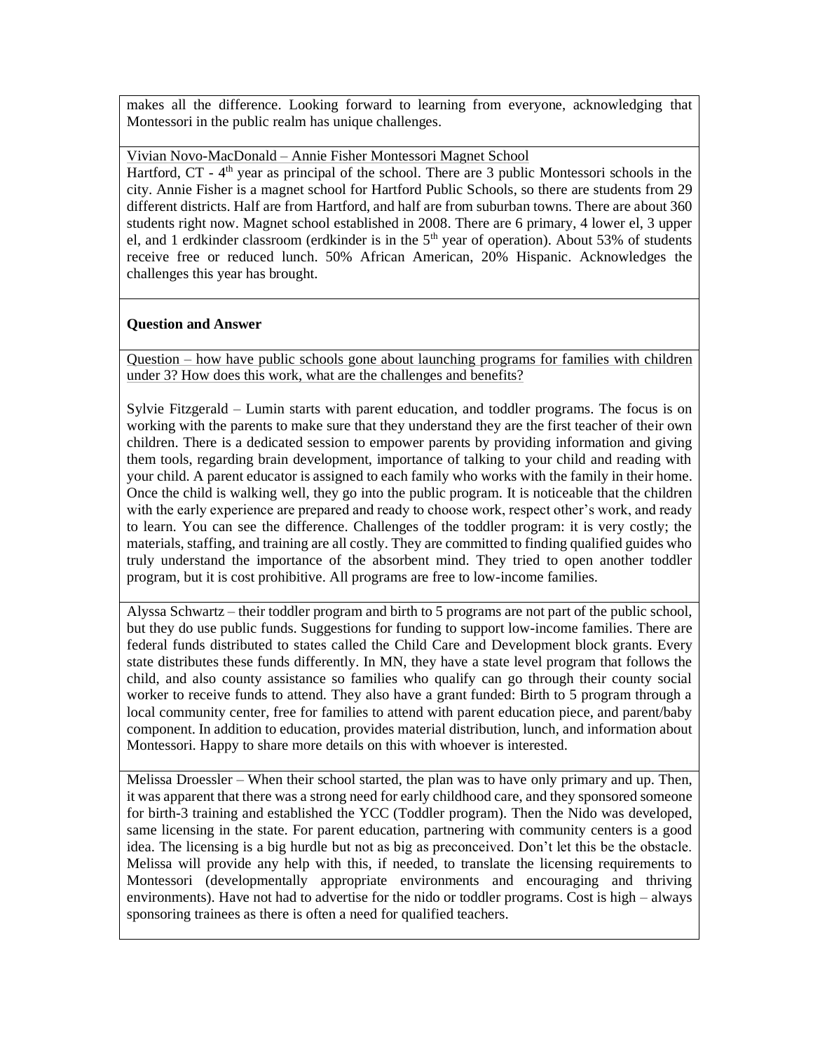makes all the difference. Looking forward to learning from everyone, acknowledging that Montessori in the public realm has unique challenges.

Vivian Novo-MacDonald – Annie Fisher Montessori Magnet School

Hartford, CT - 4th year as principal of the school. There are 3 public Montessori schools in the city. Annie Fisher is a magnet school for Hartford Public Schools, so there are students from 29 different districts. Half are from Hartford, and half are from suburban towns. There are about 360 students right now. Magnet school established in 2008. There are 6 primary, 4 lower el, 3 upper el, and 1 erdkinder classroom (erdkinder is in the 5th year of operation). About 53% of students receive free or reduced lunch. 50% African American, 20% Hispanic. Acknowledges the challenges this year has brought.

**Question and Answer**

Question – how have public schools gone about launching programs for families with children under 3? How does this work, what are the challenges and benefits?

Sylvie Fitzgerald – Lumin starts with parent education, and toddler programs. The focus is on working with the parents to make sure that they understand they are the first teacher of their own children. There is a dedicated session to empower parents by providing information and giving them tools, regarding brain development, importance of talking to your child and reading with your child. A parent educator is assigned to each family who works with the family in their home. Once the child is walking well, they go into the public program. It is noticeable that the children with the early experience are prepared and ready to choose work, respect other's work, and ready to learn. You can see the difference. Challenges of the toddler program: it is very costly; the materials, staffing, and training are all costly. They are committed to finding qualified guides who truly understand the importance of the absorbent mind. They tried to open another toddler program, but it is cost prohibitive. All programs are free to low-income families.

Alyssa Schwartz – their toddler program and birth to 5 programs are not part of the public school, but they do use public funds. Suggestions for funding to support low-income families. There are federal funds distributed to states called the Child Care and Development block grants. Every state distributes these funds differently. In MN, they have a state level program that follows the child, and also county assistance so families who qualify can go through their county social worker to receive funds to attend. They also have a grant funded: Birth to 5 program through a local community center, free for families to attend with parent education piece, and parent/baby component. In addition to education, provides material distribution, lunch, and information about Montessori. Happy to share more details on this with whoever is interested.

Melissa Droessler – When their school started, the plan was to have only primary and up. Then, it was apparent that there was a strong need for early childhood care, and they sponsored someone for birth-3 training and established the YCC (Toddler program). Then the Nido was developed, same licensing in the state. For parent education, partnering with community centers is a good idea. The licensing is a big hurdle but not as big as preconceived. Don't let this be the obstacle. Melissa will provide any help with this, if needed, to translate the licensing requirements to Montessori (developmentally appropriate environments and encouraging and thriving environments). Have not had to advertise for the nido or toddler programs. Cost is high – always sponsoring trainees as there is often a need for qualified teachers.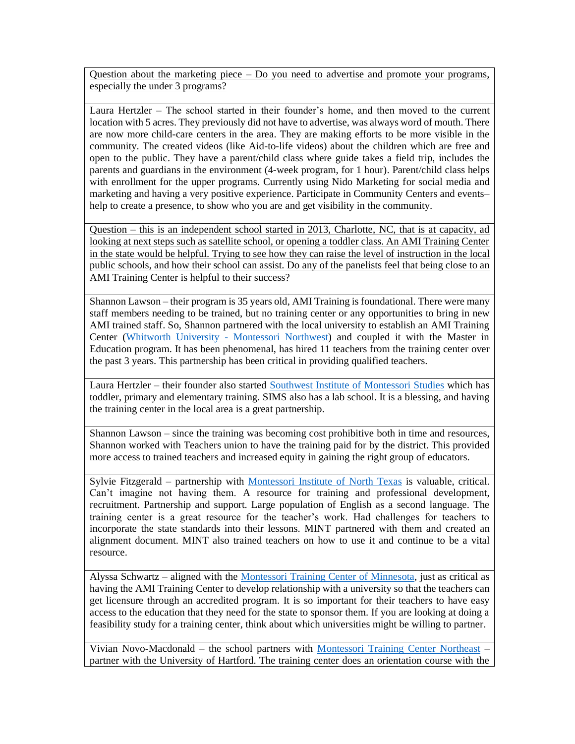Question about the marketing piece – Do you need to advertise and promote your programs, especially the under 3 programs?

Laura Hertzler – The school started in their founder's home, and then moved to the current location with 5 acres. They previously did not have to advertise, was always word of mouth. There are now more child-care centers in the area. They are making efforts to be more visible in the community. The created videos (like Aid-to-life videos) about the children which are free and open to the public. They have a parent/child class where guide takes a field trip, includes the parents and guardians in the environment (4-week program, for 1 hour). Parent/child class helps with enrollment for the upper programs. Currently using Nido Marketing for social media and marketing and having a very positive experience. Participate in Community Centers and events– help to create a presence, to show who you are and get visibility in the community.

Question – this is an independent school started in 2013, Charlotte, NC, that is at capacity, ad looking at next steps such as satellite school, or opening a toddler class. An AMI Training Center in the state would be helpful. Trying to see how they can raise the level of instruction in the local public schools, and how their school can assist. Do any of the panelists feel that being close to an AMI Training Center is helpful to their success?

Shannon Lawson – their program is 35 years old, AMI Training is foundational. There were many staff members needing to be trained, but no training center or any opportunities to bring in new AMI trained staff. So, Shannon partnered with the local university to establish an AMI Training Center (Whitworth University - Montessori Northwest) and coupled it with the Master in Education program. It has been phenomenal, has hired 11 teachers from the training center over the past 3 years. This partnership has been critical in providing qualified teachers.

Laura Hertzler – their founder also started Southwest Institute of Montessori Studies which has toddler, primary and elementary training. SIMS also has a lab school. It is a blessing, and having the training center in the local area is a great partnership.

Shannon Lawson – since the training was becoming cost prohibitive both in time and resources, Shannon worked with Teachers union to have the training paid for by the district. This provided more access to trained teachers and increased equity in gaining the right group of educators.

Sylvie Fitzgerald – partnership with Montessori Institute of North Texas is valuable, critical. Can't imagine not having them. A resource for training and professional development, recruitment. Partnership and support. Large population of English as a second language. The training center is a great resource for the teacher's work. Had challenges for teachers to incorporate the state standards into their lessons. MINT partnered with them and created an alignment document. MINT also trained teachers on how to use it and continue to be a vital resource.

Alyssa Schwartz – aligned with the Montessori Training Center of Minnesota, just as critical as having the AMI Training Center to develop relationship with a university so that the teachers can get licensure through an accredited program. It is so important for their teachers to have easy access to the education that they need for the state to sponsor them. If you are looking at doing a feasibility study for a training center, think about which universities might be willing to partner.

Vivian Novo-Macdonald – the school partners with Montessori Training Center Northeast – partner with the University of Hartford. The training center does an orientation course with the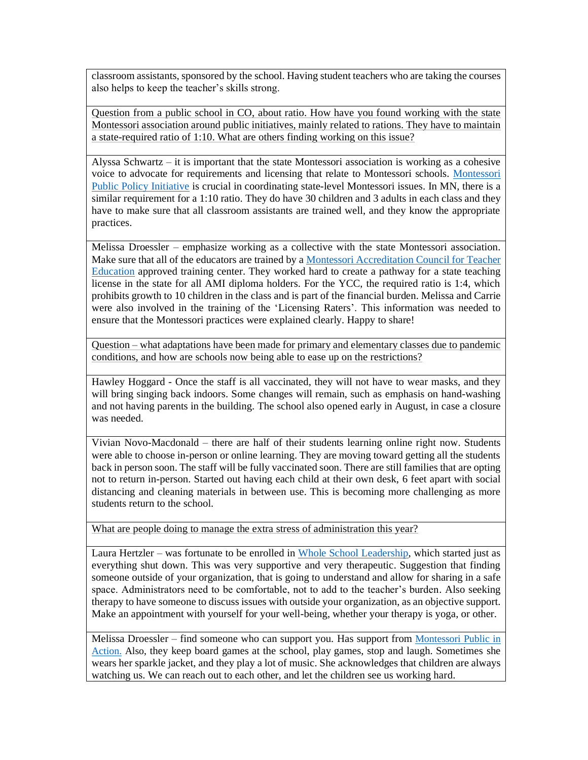| |
|---|
| classroom assistants, sponsored by the school. Having student teachers who are taking the courses also helps to keep the teacher's skills strong. |
| Question from a public school in CO, about ratio. How have you found working with the state Montessori association around public initiatives, mainly related to rations. They have to maintain a state-required ratio of 1:10. What are others finding working on this issue? |
| Alyssa Schwartz – it is important that the state Montessori association is working as a cohesive voice to advocate for requirements and licensing that relate to Montessori schools. Montessori Public Policy Initiative is crucial in coordinating state-level Montessori issues. In MN, there is a similar requirement for a 1:10 ratio. They do have 30 children and 3 adults in each class and they have to make sure that all classroom assistants are trained well, and they know the appropriate practices. |
| Melissa Droessler – emphasize working as a collective with the state Montessori association. Make sure that all of the educators are trained by a Montessori Accreditation Council for Teacher Education approved training center. They worked hard to create a pathway for a state teaching license in the state for all AMI diploma holders. For the YCC, the required ratio is 1:4, which prohibits growth to 10 children in the class and is part of the financial burden. Melissa and Carrie were also involved in the training of the 'Licensing Raters'. This information was needed to ensure that the Montessori practices were explained clearly. Happy to share! |
| Question – what adaptations have been made for primary and elementary classes due to pandemic conditions, and how are schools now being able to ease up on the restrictions? |
| Hawley Hoggard - Once the staff is all vaccinated, they will not have to wear masks, and they will bring singing back indoors. Some changes will remain, such as emphasis on hand-washing and not having parents in the building. The school also opened early in August, in case a closure was needed. |
| Vivian Novo-Macdonald – there are half of their students learning online right now. Students were able to choose in-person or online learning. They are moving toward getting all the students back in person soon. The staff will be fully vaccinated soon. There are still families that are opting not to return in-person. Started out having each child at their own desk, 6 feet apart with social distancing and cleaning materials in between use. This is becoming more challenging as more students return to the school. |
| What are people doing to manage the extra stress of administration this year? |
| Laura Hertzler – was fortunate to be enrolled in Whole School Leadership, which started just as everything shut down. This was very supportive and very therapeutic. Suggestion that finding someone outside of your organization, that is going to understand and allow for sharing in a safe space. Administrators need to be comfortable, not to add to the teacher's burden. Also seeking therapy to have someone to discuss issues with outside your organization, as an objective support. Make an appointment with yourself for your well-being, whether your therapy is yoga, or other. |
| Melissa Droessler – find someone who can support you. Has support from Montessori Public in Action. Also, they keep board games at the school, play games, stop and laugh. Sometimes she wears her sparkle jacket, and they play a lot of music. She acknowledges that children are always watching us. We can reach out to each other, and let the children see us working hard. |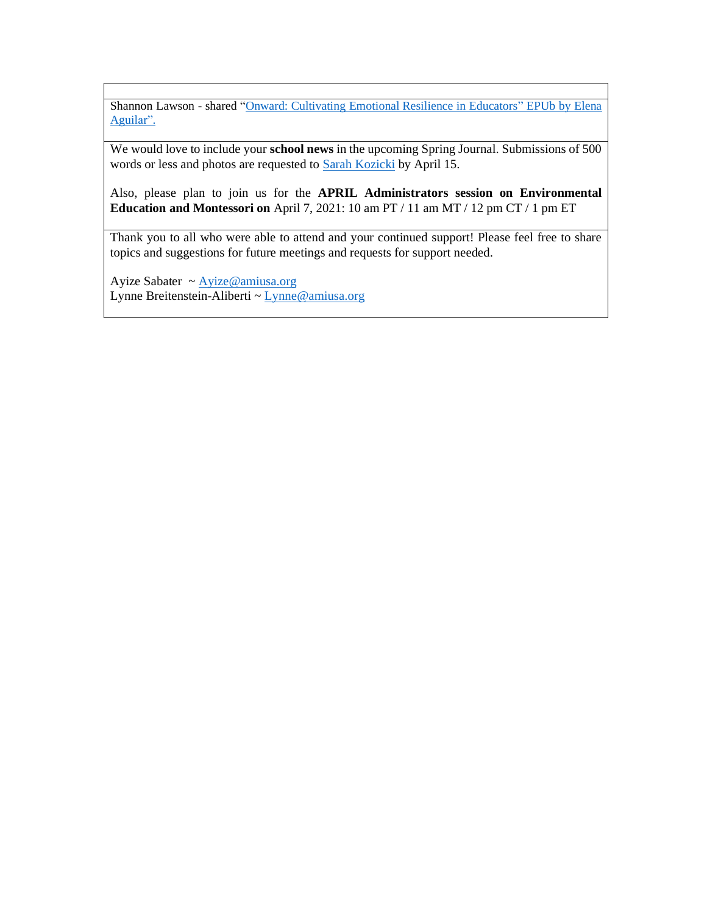Shannon Lawson - shared "Onward: Cultivating Emotional Resilience in Educators" EPUb by Elena Aguilar".

We would love to include your **school news** in the upcoming Spring Journal. Submissions of 500 words or less and photos are requested to Sarah Kozicki by April 15.

Also, please plan to join us for the **APRIL Administrators session on Environmental Education and Montessori on** April 7, 2021: 10 am PT / 11 am MT / 12 pm CT / 1 pm ET

Thank you to all who were able to attend and your continued support! Please feel free to share topics and suggestions for future meetings and requests for support needed.

Ayize Sabater ~ Ayize@amiusa.org
Lynne Breitenstein-Aliberti ~ Lynne@amiusa.org